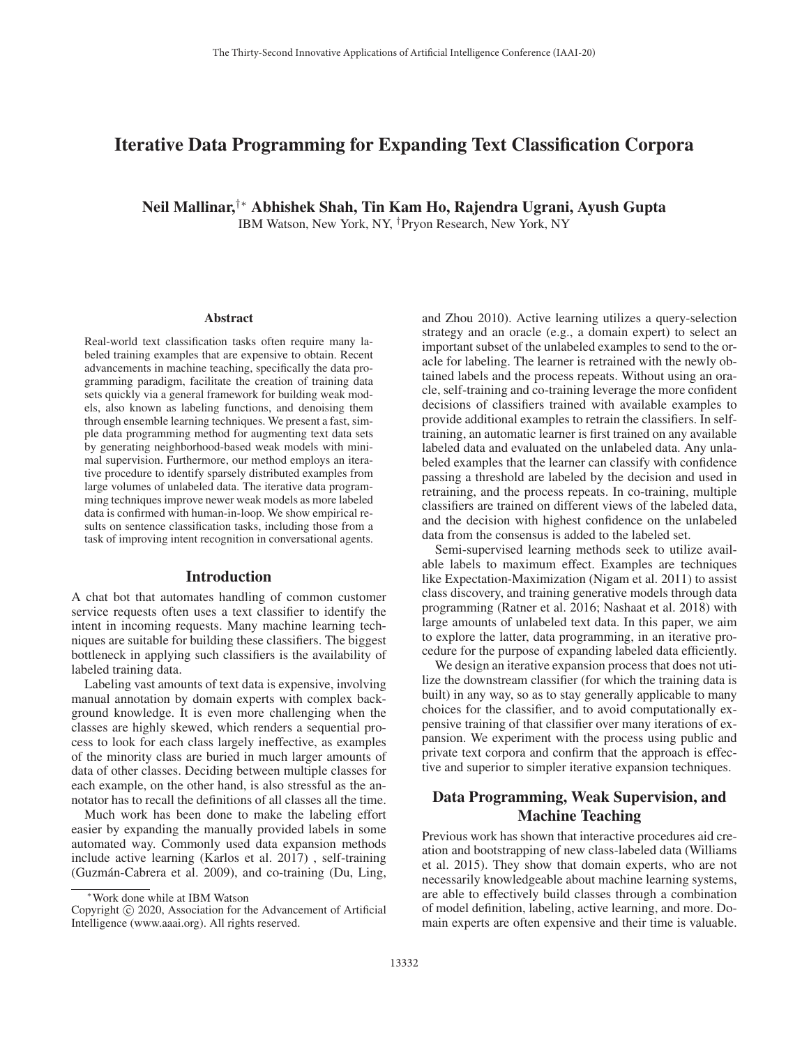# Iterative Data Programming for Expanding Text Classification Corpora

**Neil Mallinar,[†*] Abhishek Shah, Tin Kam Ho, Rajendra Ugrani, Ayush Gupta**
IBM Watson, New York, NY, [†]Pryon Research, New York, NY

### Abstract

Real-world text classification tasks often require many labeled training examples that are expensive to obtain. Recent advancements in machine teaching, specifically the data programming paradigm, facilitate the creation of training data sets quickly via a general framework for building weak models, also known as labeling functions, and denoising them through ensemble learning techniques. We present a fast, simple data programming method for augmenting text data sets by generating neighborhood-based weak models with minimal supervision. Furthermore, our method employs an iterative procedure to identify sparsely distributed examples from large volumes of unlabeled data. The iterative data programming techniques improve newer weak models as more labeled data is confirmed with human-in-loop. We show empirical results on sentence classification tasks, including those from a task of improving intent recognition in conversational agents.

## Introduction

A chat bot that automates handling of common customer service requests often uses a text classifier to identify the intent in incoming requests. Many machine learning techniques are suitable for building these classifiers. The biggest bottleneck in applying such classifiers is the availability of labeled training data.

Labeling vast amounts of text data is expensive, involving manual annotation by domain experts with complex background knowledge. It is even more challenging when the classes are highly skewed, which renders a sequential process to look for each class largely ineffective, as examples of the minority class are buried in much larger amounts of data of other classes. Deciding between multiple classes for each example, on the other hand, is also stressful as the annotator has to recall the definitions of all classes all the time.

Much work has been done to make the labeling effort easier by expanding the manually provided labels in some automated way. Commonly used data expansion methods include active learning (Karlos et al. 2017) , self-training (Guzmán-Cabrera et al. 2009), and co-training (Du, Ling, and Zhou 2010). Active learning utilizes a query-selection strategy and an oracle (e.g., a domain expert) to select an important subset of the unlabeled examples to send to the oracle for labeling. The learner is retrained with the newly obtained labels and the process repeats. Without using an oracle, self-training and co-training leverage the more confident decisions of classifiers trained with available examples to provide additional examples to retrain the classifiers. In self-training, an automatic learner is first trained on any available labeled data and evaluated on the unlabeled data. Any unlabeled examples that the learner can classify with confidence passing a threshold are labeled by the decision and used in retraining, and the process repeats. In co-training, multiple classifiers are trained on different views of the labeled data, and the decision with highest confidence on the unlabeled data from the consensus is added to the labeled set.

Semi-supervised learning methods seek to utilize available labels to maximum effect. Examples are techniques like Expectation-Maximization (Nigam et al. 2011) to assist class discovery, and training generative models through data programming (Ratner et al. 2016; Nashaat et al. 2018) with large amounts of unlabeled text data. In this paper, we aim to explore the latter, data programming, in an iterative procedure for the purpose of expanding labeled data efficiently.

We design an iterative expansion process that does not utilize the downstream classifier (for which the training data is built) in any way, so as to stay generally applicable to many choices for the classifier, and to avoid computationally expensive training of that classifier over many iterations of expansion. We experiment with the process using public and private text corpora and confirm that the approach is effective and superior to simpler iterative expansion techniques.

## Data Programming, Weak Supervision, and Machine Teaching

Previous work has shown that interactive procedures aid creation and bootstrapping of new class-labeled data (Williams et al. 2015). They show that domain experts, who are not necessarily knowledgeable about machine learning systems, are able to effectively build classes through a combination of model definition, labeling, active learning, and more. Domain experts are often expensive and their time is valuable.

[*]Work done while at IBM Watson

Copyright © 2020, Association for the Advancement of Artificial Intelligence (www.aaai.org). All rights reserved.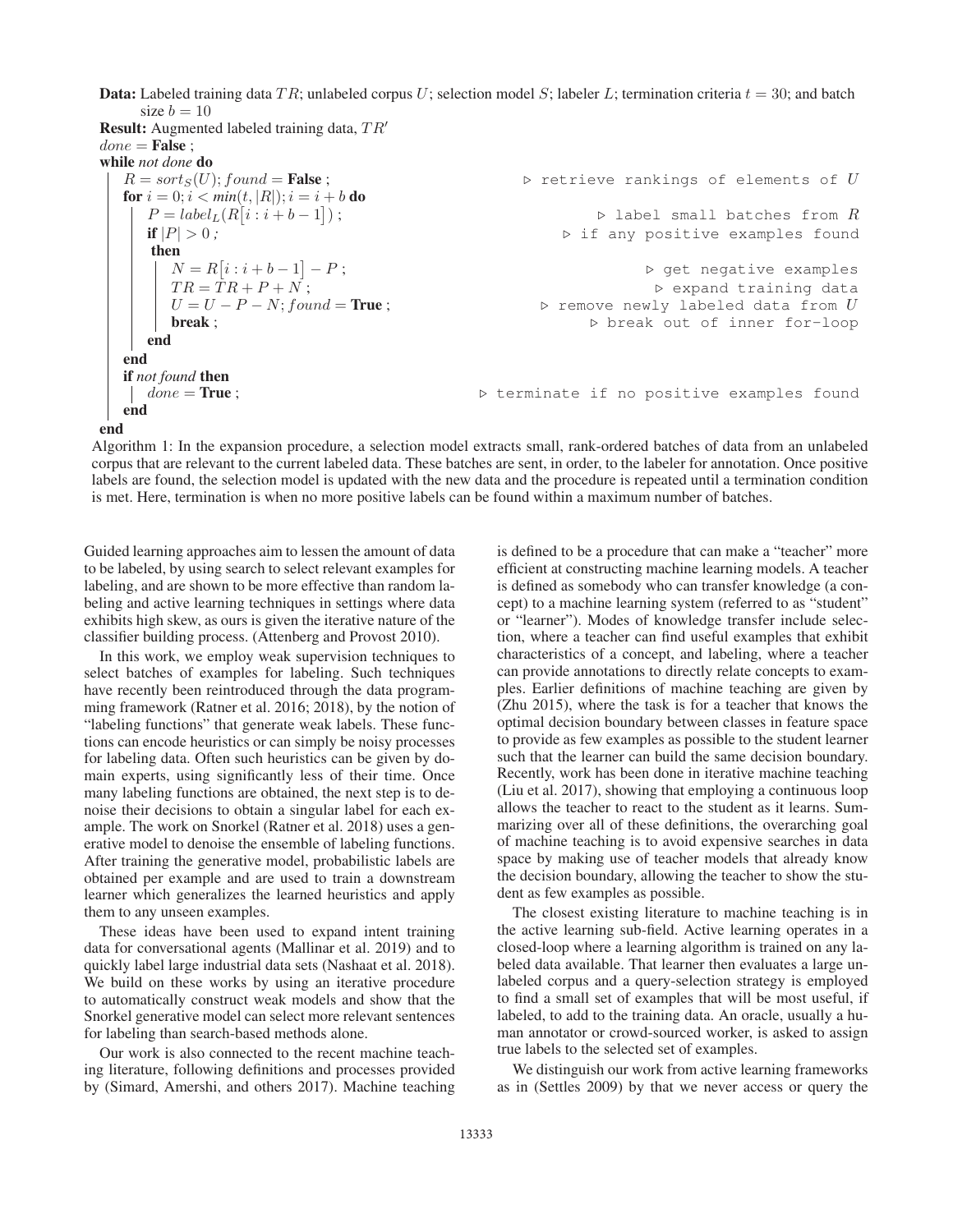```
Data: Labeled training data TR; unlabeled corpus U; selection model S; labeler L; termination criteria t = 30; and batch
      size b = 10
Result: Augmented labeled training data, TR'
done = False ;
while not done do
    R = sort_S(U); found = False ;                         ▷ retrieve rankings of elements of U
    for i = 0; i < min(t, |R|); i = i + b do
        P = label_L(R[i : i + b − 1]) ;                    ▷ label small batches from R
        if |P| > 0 ;                                       ▷ if any positive examples found
        then
            N = R[i : i + b − 1] − P ;                     ▷ get negative examples
            TR = TR + P + N ;                              ▷ expand training data
            U = U − P − N; found = True ;                  ▷ remove newly labeled data from U
            break ;                                        ▷ break out of inner for-loop
        end
    end
    if not found then
        done = True ;                                      ▷ terminate if no positive examples found
    end
end
```

Algorithm 1: In the expansion procedure, a selection model extracts small, rank-ordered batches of data from an unlabeled corpus that are relevant to the current labeled data. These batches are sent, in order, to the labeler for annotation. Once positive labels are found, the selection model is updated with the new data and the procedure is repeated until a termination condition is met. Here, termination is when no more positive labels can be found within a maximum number of batches.

Guided learning approaches aim to lessen the amount of data to be labeled, by using search to select relevant examples for labeling, and are shown to be more effective than random labeling and active learning techniques in settings where data exhibits high skew, as ours is given the iterative nature of the classifier building process. (Attenberg and Provost 2010).

In this work, we employ weak supervision techniques to select batches of examples for labeling. Such techniques have recently been reintroduced through the data programming framework (Ratner et al. 2016; 2018), by the notion of "labeling functions" that generate weak labels. These functions can encode heuristics or can simply be noisy processes for labeling data. Often such heuristics can be given by domain experts, using significantly less of their time. Once many labeling functions are obtained, the next step is to denoise their decisions to obtain a singular label for each example. The work on Snorkel (Ratner et al. 2018) uses a generative model to denoise the ensemble of labeling functions. After training the generative model, probabilistic labels are obtained per example and are used to train a downstream learner which generalizes the learned heuristics and apply them to any unseen examples.

These ideas have been used to expand intent training data for conversational agents (Mallinar et al. 2019) and to quickly label large industrial data sets (Nashaat et al. 2018). We build on these works by using an iterative procedure to automatically construct weak models and show that the Snorkel generative model can select more relevant sentences for labeling than search-based methods alone.

Our work is also connected to the recent machine teaching literature, following definitions and processes provided by (Simard, Amershi, and others 2017). Machine teaching is defined to be a procedure that can make a "teacher" more efficient at constructing machine learning models. A teacher is defined as somebody who can transfer knowledge (a concept) to a machine learning system (referred to as "student" or "learner"). Modes of knowledge transfer include selection, where a teacher can find useful examples that exhibit characteristics of a concept, and labeling, where a teacher can provide annotations to directly relate concepts to examples. Earlier definitions of machine teaching are given by (Zhu 2015), where the task is for a teacher that knows the optimal decision boundary between classes in feature space to provide as few examples as possible to the student learner such that the learner can build the same decision boundary. Recently, work has been done in iterative machine teaching (Liu et al. 2017), showing that employing a continuous loop allows the teacher to react to the student as it learns. Summarizing over all of these definitions, the overarching goal of machine teaching is to avoid expensive searches in data space by making use of teacher models that already know the decision boundary, allowing the teacher to show the student as few examples as possible.

The closest existing literature to machine teaching is in the active learning sub-field. Active learning operates in a closed-loop where a learning algorithm is trained on any labeled data available. That learner then evaluates a large unlabeled corpus and a query-selection strategy is employed to find a small set of examples that will be most useful, if labeled, to add to the training data. An oracle, usually a human annotator or crowd-sourced worker, is asked to assign true labels to the selected set of examples.

We distinguish our work from active learning frameworks as in (Settles 2009) by that we never access or query the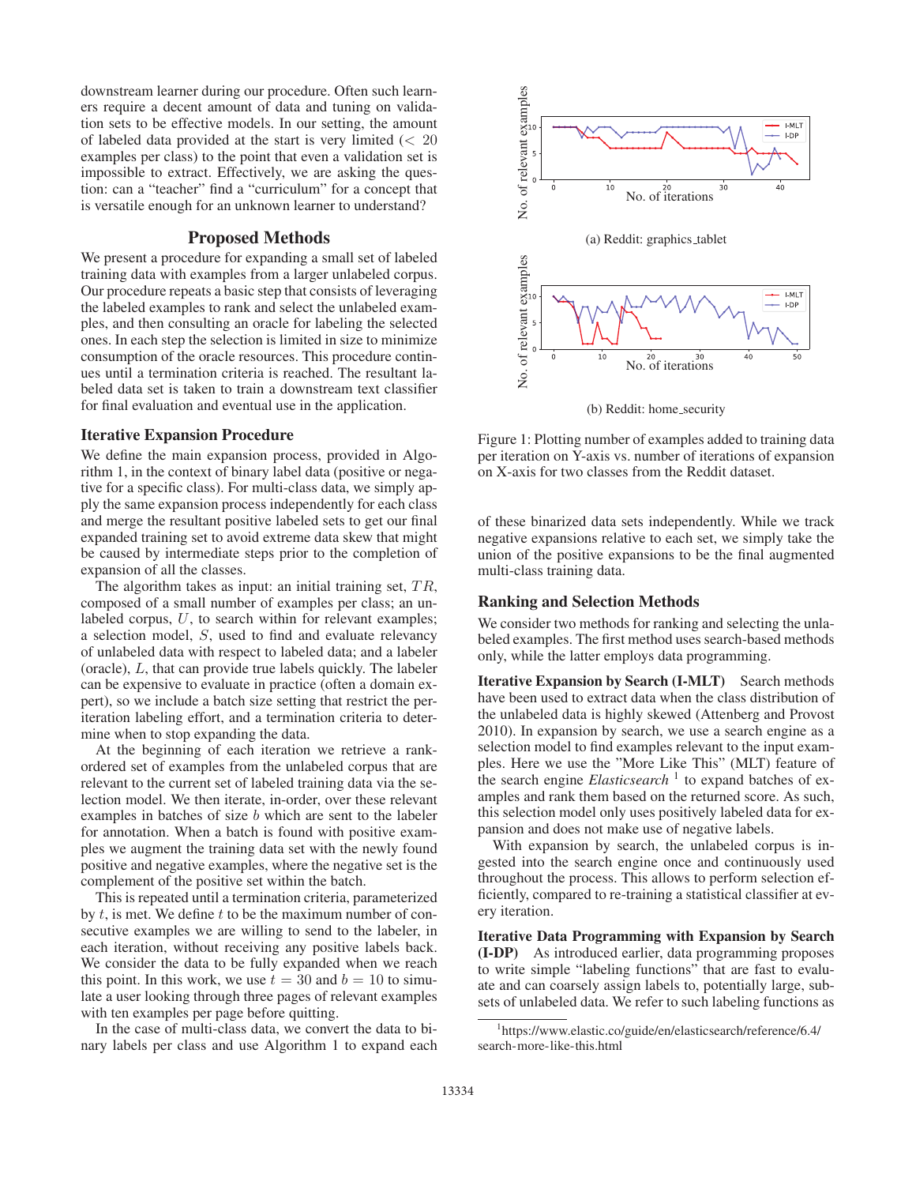downstream learner during our procedure. Often such learners require a decent amount of data and tuning on validation sets to be effective models. In our setting, the amount of labeled data provided at the start is very limited ($< 20$ examples per class) to the point that even a validation set is impossible to extract. Effectively, we are asking the question: can a "teacher" find a "curriculum" for a concept that is versatile enough for an unknown learner to understand?

## Proposed Methods

We present a procedure for expanding a small set of labeled training data with examples from a larger unlabeled corpus. Our procedure repeats a basic step that consists of leveraging the labeled examples to rank and select the unlabeled examples, and then consulting an oracle for labeling the selected ones. In each step the selection is limited in size to minimize consumption of the oracle resources. This procedure continues until a termination criteria is reached. The resultant labeled data set is taken to train a downstream text classifier for final evaluation and eventual use in the application.

### Iterative Expansion Procedure

We define the main expansion process, provided in Algorithm 1, in the context of binary label data (positive or negative for a specific class). For multi-class data, we simply apply the same expansion process independently for each class and merge the resultant positive labeled sets to get our final expanded training set to avoid extreme data skew that might be caused by intermediate steps prior to the completion of expansion of all the classes.

The algorithm takes as input: an initial training set, $TR$, composed of a small number of examples per class; an unlabeled corpus, $U$, to search within for relevant examples; a selection model, $S$, used to find and evaluate relevancy of unlabeled data with respect to labeled data; and a labeler (oracle), $L$, that can provide true labels quickly. The labeler can be expensive to evaluate in practice (often a domain expert), so we include a batch size setting that restrict the per-iteration labeling effort, and a termination criteria to determine when to stop expanding the data.

At the beginning of each iteration we retrieve a rank-ordered set of examples from the unlabeled corpus that are relevant to the current set of labeled training data via the selection model. We then iterate, in-order, over these relevant examples in batches of size $b$ which are sent to the labeler for annotation. When a batch is found with positive examples we augment the training data set with the newly found positive and negative examples, where the negative set is the complement of the positive set within the batch.

This is repeated until a termination criteria, parameterized by $t$, is met. We define $t$ to be the maximum number of consecutive examples we are willing to send to the labeler, in each iteration, without receiving any positive labels back. We consider the data to be fully expanded when we reach this point. In this work, we use $t = 30$ and $b = 10$ to simulate a user looking through three pages of relevant examples with ten examples per page before quitting.

In the case of multi-class data, we convert the data to binary labels per class and use Algorithm 1 to expand each of these binarized data sets independently. While we track negative expansions relative to each set, we simply take the union of the positive expansions to be the final augmented multi-class training data.

(a) Reddit: graphics_tablet

(b) Reddit: home_security

Figure 1: Plotting number of examples added to training data per iteration on Y-axis vs. number of iterations of expansion on X-axis for two classes from the Reddit dataset.

### Ranking and Selection Methods

We consider two methods for ranking and selecting the unlabeled examples. The first method uses search-based methods only, while the latter employs data programming.

**Iterative Expansion by Search (I-MLT)** Search methods have been used to extract data when the class distribution of the unlabeled data is highly skewed (Attenberg and Provost 2010). In expansion by search, we use a search engine as a selection model to find examples relevant to the input examples. Here we use the "More Like This" (MLT) feature of the search engine *Elasticsearch* [1] to expand batches of examples and rank them based on the returned score. As such, this selection model only uses positively labeled data for expansion and does not make use of negative labels.

With expansion by search, the unlabeled corpus is ingested into the search engine once and continuously used throughout the process. This allows to perform selection efficiently, compared to re-training a statistical classifier at every iteration.

**Iterative Data Programming with Expansion by Search (I-DP)** As introduced earlier, data programming proposes to write simple "labeling functions" that are fast to evaluate and can coarsely assign labels to, potentially large, subsets of unlabeled data. We refer to such labeling functions as

[1] https://www.elastic.co/guide/en/elasticsearch/reference/6.4/search-more-like-this.html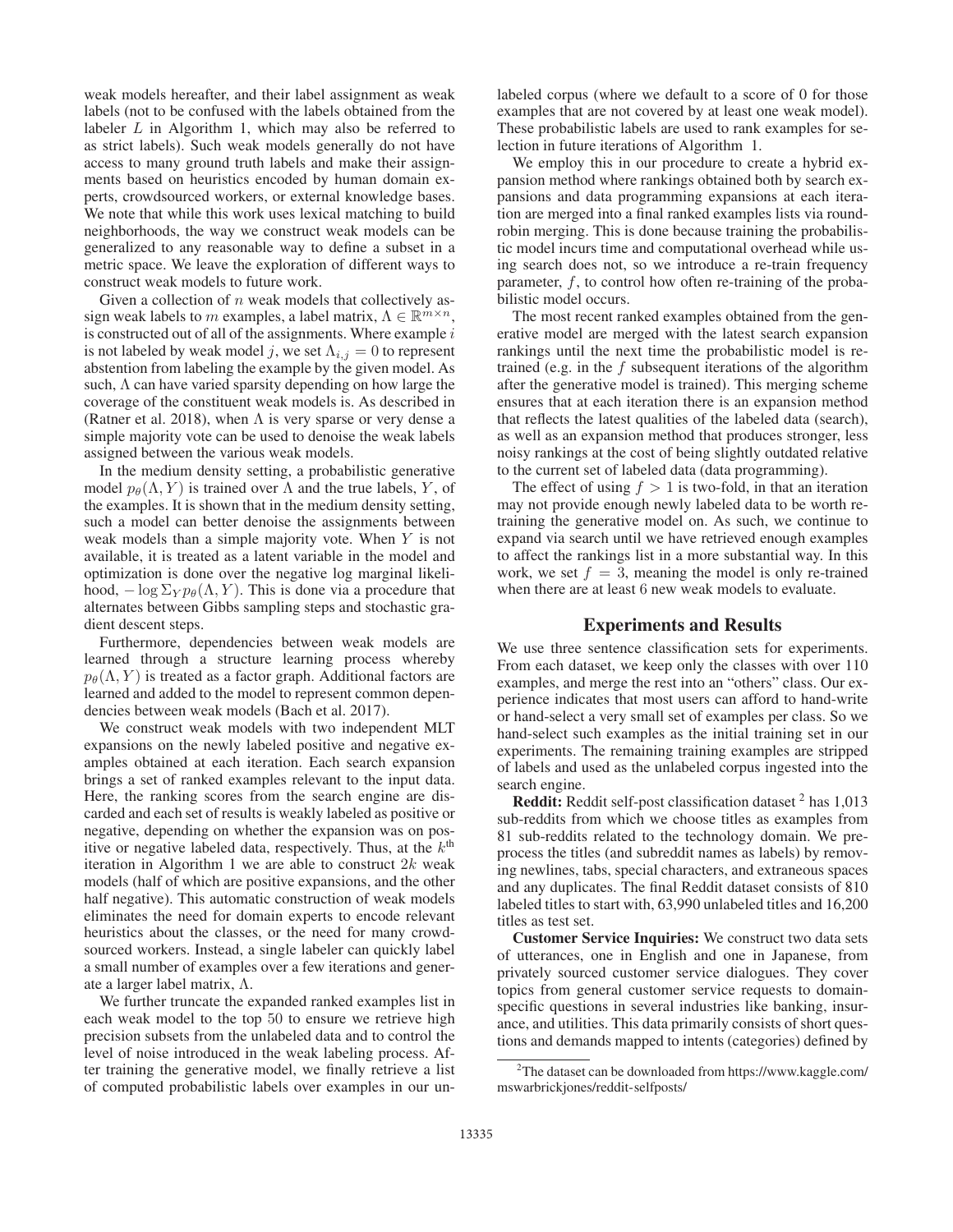weak models hereafter, and their label assignment as weak labels (not to be confused with the labels obtained from the labeler $L$ in Algorithm 1, which may also be referred to as strict labels). Such weak models generally do not have access to many ground truth labels and make their assignments based on heuristics encoded by human domain experts, crowdsourced workers, or external knowledge bases. We note that while this work uses lexical matching to build neighborhoods, the way we construct weak models can be generalized to any reasonable way to define a subset in a metric space. We leave the exploration of different ways to construct weak models to future work.

Given a collection of $n$ weak models that collectively assign weak labels to $m$ examples, a label matrix, $\Lambda \in \mathbb{R}^{m \times n}$, is constructed out of all of the assignments. Where example $i$ is not labeled by weak model $j$, we set $\Lambda_{i,j} = 0$ to represent abstention from labeling the example by the given model. As such, $\Lambda$ can have varied sparsity depending on how large the coverage of the constituent weak models is. As described in (Ratner et al. 2018), when $\Lambda$ is very sparse or very dense a simple majority vote can be used to denoise the weak labels assigned between the various weak models.

In the medium density setting, a probabilistic generative model $p_\theta(\Lambda, Y)$ is trained over $\Lambda$ and the true labels, $Y$, of the examples. It is shown that in the medium density setting, such a model can better denoise the assignments between weak models than a simple majority vote. When $Y$ is not available, it is treated as a latent variable in the model and optimization is done over the negative log marginal likelihood, $-\log \Sigma_Y p_\theta(\Lambda, Y)$. This is done via a procedure that alternates between Gibbs sampling steps and stochastic gradient descent steps.

Furthermore, dependencies between weak models are learned through a structure learning process whereby $p_\theta(\Lambda, Y)$ is treated as a factor graph. Additional factors are learned and added to the model to represent common dependencies between weak models (Bach et al. 2017).

We construct weak models with two independent MLT expansions on the newly labeled positive and negative examples obtained at each iteration. Each search expansion brings a set of ranked examples relevant to the input data. Here, the ranking scores from the search engine are discarded and each set of results is weakly labeled as positive or negative, depending on whether the expansion was on positive or negative labeled data, respectively. Thus, at the $k^{\text{th}}$ iteration in Algorithm 1 we are able to construct $2k$ weak models (half of which are positive expansions, and the other half negative). This automatic construction of weak models eliminates the need for domain experts to encode relevant heuristics about the classes, or the need for many crowdsourced workers. Instead, a single labeler can quickly label a small number of examples over a few iterations and generate a larger label matrix, $\Lambda$.

We further truncate the expanded ranked examples list in each weak model to the top 50 to ensure we retrieve high precision subsets from the unlabeled data and to control the level of noise introduced in the weak labeling process. After training the generative model, we finally retrieve a list of computed probabilistic labels over examples in our unlabeled corpus (where we default to a score of 0 for those examples that are not covered by at least one weak model). These probabilistic labels are used to rank examples for selection in future iterations of Algorithm 1.

We employ this in our procedure to create a hybrid expansion method where rankings obtained both by search expansions and data programming expansions at each iteration are merged into a final ranked examples lists via round-robin merging. This is done because training the probabilistic model incurs time and computational overhead while using search does not, so we introduce a re-train frequency parameter, $f$, to control how often re-training of the probabilistic model occurs.

The most recent ranked examples obtained from the generative model are merged with the latest search expansion rankings until the next time the probabilistic model is re-trained (e.g. in the $f$ subsequent iterations of the algorithm after the generative model is trained). This merging scheme ensures that at each iteration there is an expansion method that reflects the latest qualities of the labeled data (search), as well as an expansion method that produces stronger, less noisy rankings at the cost of being slightly outdated relative to the current set of labeled data (data programming).

The effect of using $f > 1$ is two-fold, in that an iteration may not provide enough newly labeled data to be worth re-training the generative model on. As such, we continue to expand via search until we have retrieved enough examples to affect the rankings list in a more substantial way. In this work, we set $f = 3$, meaning the model is only re-trained when there are at least 6 new weak models to evaluate.

## Experiments and Results

We use three sentence classification sets for experiments. From each dataset, we keep only the classes with over 110 examples, and merge the rest into an "others" class. Our experience indicates that most users can afford to hand-write or hand-select a very small set of examples per class. So we hand-select such examples as the initial training set in our experiments. The remaining training examples are stripped of labels and used as the unlabeled corpus ingested into the search engine.

**Reddit:** Reddit self-post classification dataset [2] has 1,013 sub-reddits from which we choose titles as examples from 81 sub-reddits related to the technology domain. We preprocess the titles (and subreddit names as labels) by removing newlines, tabs, special characters, and extraneous spaces and any duplicates. The final Reddit dataset consists of 810 labeled titles to start with, 63,990 unlabeled titles and 16,200 titles as test set.

**Customer Service Inquiries:** We construct two data sets of utterances, one in English and one in Japanese, from privately sourced customer service dialogues. They cover topics from general customer service requests to domain-specific questions in several industries like banking, insurance, and utilities. This data primarily consists of short questions and demands mapped to intents (categories) defined by

[2]The dataset can be downloaded from https://www.kaggle.com/mswarbrickjones/reddit-selfposts/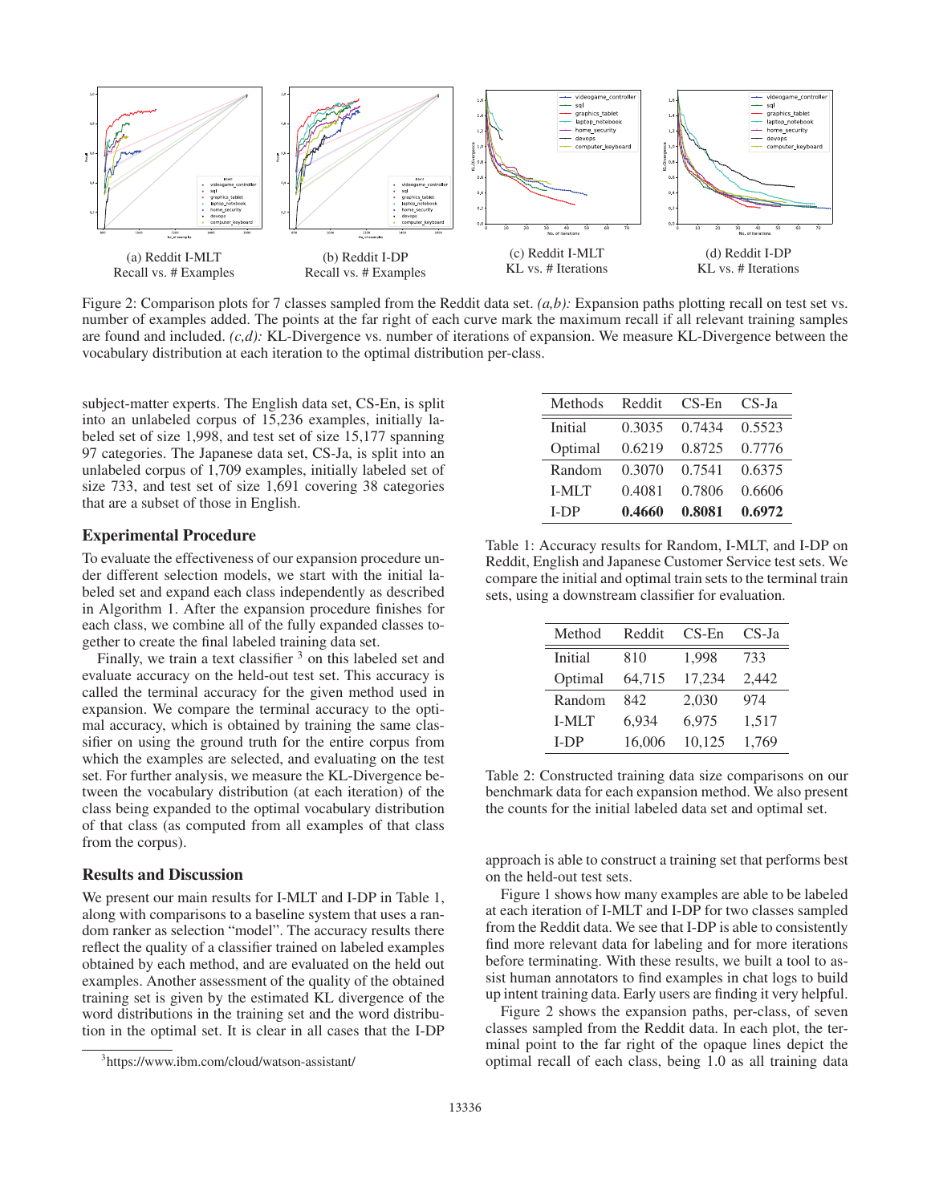(a) Reddit I-MLT
Recall vs. # Examples

(b) Reddit I-DP
Recall vs. # Examples

(c) Reddit I-MLT
KL vs. # Iterations

(d) Reddit I-DP
KL vs. # Iterations

Figure 2: Comparison plots for 7 classes sampled from the Reddit data set. *(a,b):* Expansion paths plotting recall on test set vs. number of examples added. The points at the far right of each curve mark the maximum recall if all relevant training samples are found and included. *(c,d):* KL-Divergence vs. number of iterations of expansion. We measure KL-Divergence between the vocabulary distribution at each iteration to the optimal distribution per-class.

subject-matter experts. The English data set, CS-En, is split into an unlabeled corpus of 15,236 examples, initially labeled set of size 1,998, and test set of size 15,177 spanning 97 categories. The Japanese data set, CS-Ja, is split into an unlabeled corpus of 1,709 examples, initially labeled set of size 733, and test set of size 1,691 covering 38 categories that are a subset of those in English.

### Experimental Procedure

To evaluate the effectiveness of our expansion procedure under different selection models, we start with the initial labeled set and expand each class independently as described in Algorithm 1. After the expansion procedure finishes for each class, we combine all of the fully expanded classes together to create the final labeled training data set.

Finally, we train a text classifier [3] on this labeled set and evaluate accuracy on the held-out test set. This accuracy is called the terminal accuracy for the given method used in expansion. We compare the terminal accuracy to the optimal accuracy, which is obtained by training the same classifier on using the ground truth for the entire corpus from which the examples are selected, and evaluating on the test set. For further analysis, we measure the KL-Divergence between the vocabulary distribution (at each iteration) of the class being expanded to the optimal vocabulary distribution of that class (as computed from all examples of that class from the corpus).

### Results and Discussion

We present our main results for I-MLT and I-DP in Table 1, along with comparisons to a baseline system that uses a random ranker as selection "model". The accuracy results there reflect the quality of a classifier trained on labeled examples obtained by each method, and are evaluated on the held out examples. Another assessment of the quality of the obtained training set is given by the estimated KL divergence of the word distributions in the training set and the word distribution in the optimal set. It is clear in all cases that the I-DP approach is able to construct a training set that performs best on the held-out test sets.

[3] https://www.ibm.com/cloud/watson-assistant/

| Methods | Reddit | CS-En | CS-Ja |
|---|---|---|---|
| Initial | 0.3035 | 0.7434 | 0.5523 |
| Optimal | 0.6219 | 0.8725 | 0.7776 |
| Random | 0.3070 | 0.7541 | 0.6375 |
| I-MLT | 0.4081 | 0.7806 | 0.6606 |
| I-DP | **0.4660** | **0.8081** | **0.6972** |

Table 1: Accuracy results for Random, I-MLT, and I-DP on Reddit, English and Japanese Customer Service test sets. We compare the initial and optimal train sets to the terminal train sets, using a downstream classifier for evaluation.

| Method | Reddit | CS-En | CS-Ja |
|---|---|---|---|
| Initial | 810 | 1,998 | 733 |
| Optimal | 64,715 | 17,234 | 2,442 |
| Random | 842 | 2,030 | 974 |
| I-MLT | 6,934 | 6,975 | 1,517 |
| I-DP | 16,006 | 10,125 | 1,769 |

Table 2: Constructed training data size comparisons on our benchmark data for each expansion method. We also present the counts for the initial labeled data set and optimal set.

Figure 1 shows how many examples are able to be labeled at each iteration of I-MLT and I-DP for two classes sampled from the Reddit data. We see that I-DP is able to consistently find more relevant data for labeling and for more iterations before terminating. With these results, we built a tool to assist human annotators to find examples in chat logs to build up intent training data. Early users are finding it very helpful.

Figure 2 shows the expansion paths, per-class, of seven classes sampled from the Reddit data. In each plot, the terminal point to the far right of the opaque lines depict the optimal recall of each class, being 1.0 as all training data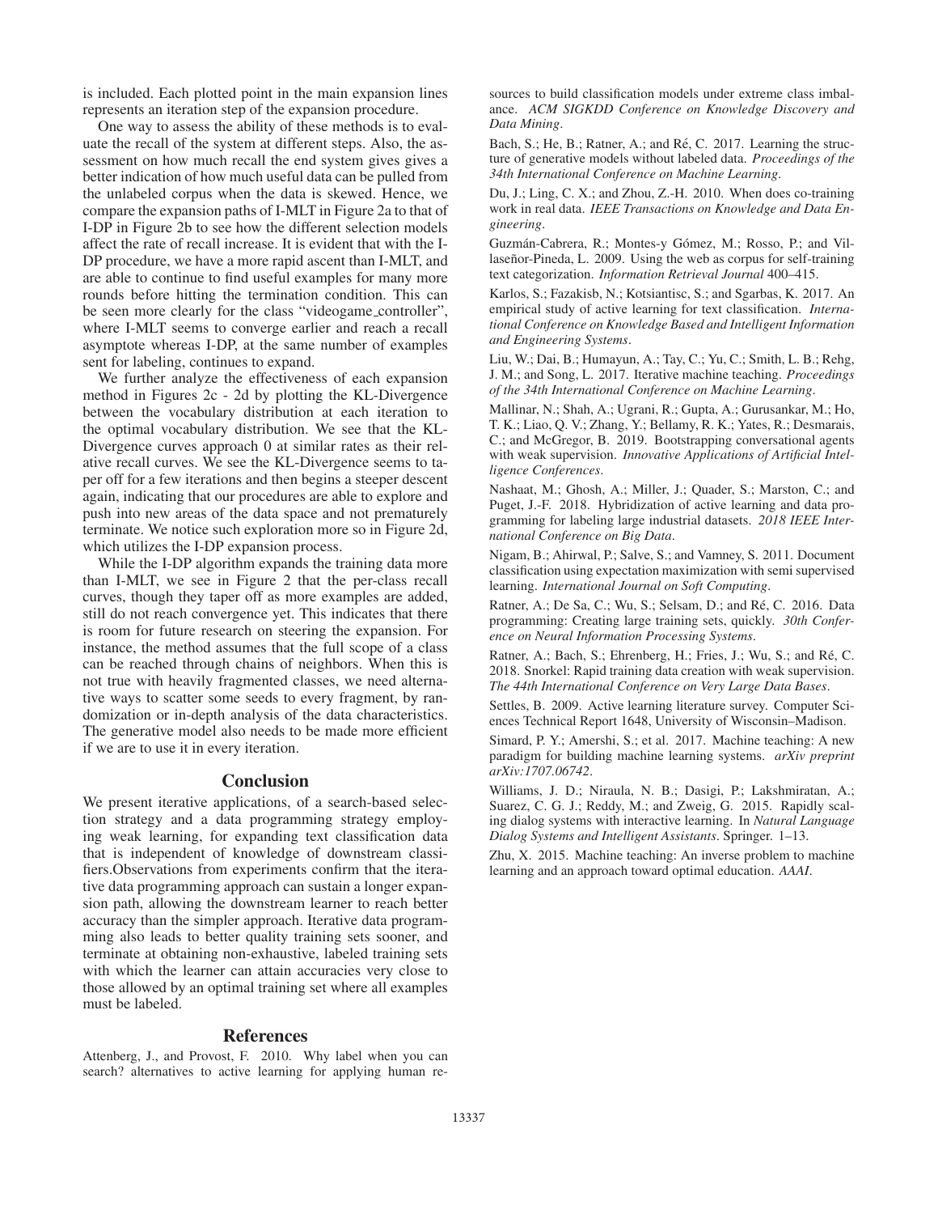is included. Each plotted point in the main expansion lines represents an iteration step of the expansion procedure.

One way to assess the ability of these methods is to evaluate the recall of the system at different steps. Also, the assessment on how much recall the end system gives gives a better indication of how much useful data can be pulled from the unlabeled corpus when the data is skewed. Hence, we compare the expansion paths of I-MLT in Figure 2a to that of I-DP in Figure 2b to see how the different selection models affect the rate of recall increase. It is evident that with the I-DP procedure, we have a more rapid ascent than I-MLT, and are able to continue to find useful examples for many more rounds before hitting the termination condition. This can be seen more clearly for the class "videogame_controller", where I-MLT seems to converge earlier and reach a recall asymptote whereas I-DP, at the same number of examples sent for labeling, continues to expand.

We further analyze the effectiveness of each expansion method in Figures 2c - 2d by plotting the KL-Divergence between the vocabulary distribution at each iteration to the optimal vocabulary distribution. We see that the KL-Divergence curves approach 0 at similar rates as their relative recall curves. We see the KL-Divergence seems to taper off for a few iterations and then begins a steeper descent again, indicating that our procedures are able to explore and push into new areas of the data space and not prematurely terminate. We notice such exploration more so in Figure 2d, which utilizes the I-DP expansion process.

While the I-DP algorithm expands the training data more than I-MLT, we see in Figure 2 that the per-class recall curves, though they taper off as more examples are added, still do not reach convergence yet. This indicates that there is room for future research on steering the expansion. For instance, the method assumes that the full scope of a class can be reached through chains of neighbors. When this is not true with heavily fragmented classes, we need alternative ways to scatter some seeds to every fragment, by randomization or in-depth analysis of the data characteristics. The generative model also needs to be made more efficient if we are to use it in every iteration.

## Conclusion

We present iterative applications, of a search-based selection strategy and a data programming strategy employing weak learning, for expanding text classification data that is independent of knowledge of downstream classifiers.Observations from experiments confirm that the iterative data programming approach can sustain a longer expansion path, allowing the downstream learner to reach better accuracy than the simpler approach. Iterative data programming also leads to better quality training sets sooner, and terminate at obtaining non-exhaustive, labeled training sets with which the learner can attain accuracies very close to those allowed by an optimal training set where all examples must be labeled.

## References

Attenberg, J., and Provost, F. 2010. Why label when you can search? alternatives to active learning for applying human resources to build classification models under extreme class imbalance. *ACM SIGKDD Conference on Knowledge Discovery and Data Mining*.

Bach, S.; He, B.; Ratner, A.; and Ré, C. 2017. Learning the structure of generative models without labeled data. *Proceedings of the 34th International Conference on Machine Learning*.

Du, J.; Ling, C. X.; and Zhou, Z.-H. 2010. When does co-training work in real data. *IEEE Transactions on Knowledge and Data Engineering*.

Guzmán-Cabrera, R.; Montes-y Gómez, M.; Rosso, P.; and Villaseñor-Pineda, L. 2009. Using the web as corpus for self-training text categorization. *Information Retrieval Journal* 400–415.

Karlos, S.; Fazakisb, N.; Kotsiantisc, S.; and Sgarbas, K. 2017. An empirical study of active learning for text classification. *International Conference on Knowledge Based and Intelligent Information and Engineering Systems*.

Liu, W.; Dai, B.; Humayun, A.; Tay, C.; Yu, C.; Smith, L. B.; Rehg, J. M.; and Song, L. 2017. Iterative machine teaching. *Proceedings of the 34th International Conference on Machine Learning*.

Mallinar, N.; Shah, A.; Ugrani, R.; Gupta, A.; Gurusankar, M.; Ho, T. K.; Liao, Q. V.; Zhang, Y.; Bellamy, R. K.; Yates, R.; Desmarais, C.; and McGregor, B. 2019. Bootstrapping conversational agents with weak supervision. *Innovative Applications of Artificial Intelligence Conferences*.

Nashaat, M.; Ghosh, A.; Miller, J.; Quader, S.; Marston, C.; and Puget, J.-F. 2018. Hybridization of active learning and data programming for labeling large industrial datasets. *2018 IEEE International Conference on Big Data*.

Nigam, B.; Ahirwal, P.; Salve, S.; and Vamney, S. 2011. Document classification using expectation maximization with semi supervised learning. *International Journal on Soft Computing*.

Ratner, A.; De Sa, C.; Wu, S.; Selsam, D.; and Ré, C. 2016. Data programming: Creating large training sets, quickly. *30th Conference on Neural Information Processing Systems*.

Ratner, A.; Bach, S.; Ehrenberg, H.; Fries, J.; Wu, S.; and Ré, C. 2018. Snorkel: Rapid training data creation with weak supervision. *The 44th International Conference on Very Large Data Bases*.

Settles, B. 2009. Active learning literature survey. Computer Sciences Technical Report 1648, University of Wisconsin–Madison.

Simard, P. Y.; Amershi, S.; et al. 2017. Machine teaching: A new paradigm for building machine learning systems. *arXiv preprint arXiv:1707.06742*.

Williams, J. D.; Niraula, N. B.; Dasigi, P.; Lakshmiratan, A.; Suarez, C. G. J.; Reddy, M.; and Zweig, G. 2015. Rapidly scaling dialog systems with interactive learning. In *Natural Language Dialog Systems and Intelligent Assistants*. Springer. 1–13.

Zhu, X. 2015. Machine teaching: An inverse problem to machine learning and an approach toward optimal education. *AAAI*.